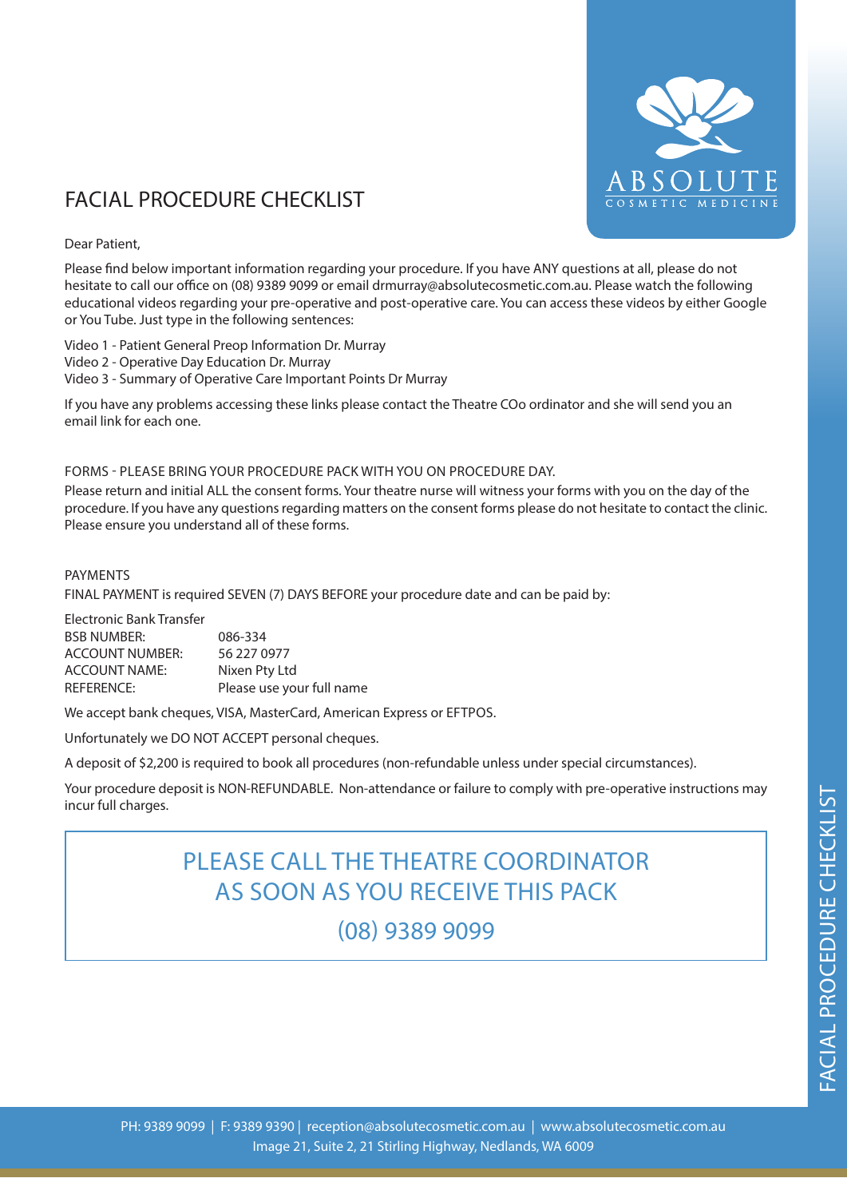# FACIAL PROCEDURE CHECKLIST

Dear Patient,

Please find below important information regarding your procedure. If you have ANY questions at all, please do not hesitate to call our office on (08) 9389 9099 or email drmurray@absolutecosmetic.com.au. Please watch the following educational videos regarding your pre-operative and post-operative care. You can access these videos by either Google or You Tube. Just type in the following sentences:

Video 1 - Patient General Preop Information Dr. Murray
Video 2 - Operative Day Education Dr. Murray
Video 3 - Summary of Operative Care Important Points Dr Murray

If you have any problems accessing these links please contact the Theatre COo ordinator and she will send you an email link for each one.

## FORMS - PLEASE BRING YOUR PROCEDURE PACK WITH YOU ON PROCEDURE DAY.

Please return and initial ALL the consent forms. Your theatre nurse will witness your forms with you on the day of the procedure. If you have any questions regarding matters on the consent forms please do not hesitate to contact the clinic. Please ensure you understand all of these forms.

## PAYMENTS

FINAL PAYMENT is required SEVEN (7) DAYS BEFORE your procedure date and can be paid by:

Electronic Bank Transfer

| | |
|---|---|
| BSB NUMBER: | 086-334 |
| ACCOUNT NUMBER: | 56 227 0977 |
| ACCOUNT NAME: | Nixen Pty Ltd |
| REFERENCE: | Please use your full name |

We accept bank cheques, VISA, MasterCard, American Express or EFTPOS.

Unfortunately we DO NOT ACCEPT personal cheques.

A deposit of $2,200 is required to book all procedures (non-refundable unless under special circumstances).

Your procedure deposit is NON-REFUNDABLE. Non-attendance or failure to comply with pre-operative instructions may incur full charges.

**PLEASE CALL THE THEATRE COORDINATOR AS SOON AS YOU RECEIVE THIS PACK**

**(08) 9389 9099**

PH: 9389 9099 | F: 9389 9390 | reception@absolutecosmetic.com.au | www.absolutecosmetic.com.au
Image 21, Suite 2, 21 Stirling Highway, Nedlands, WA 6009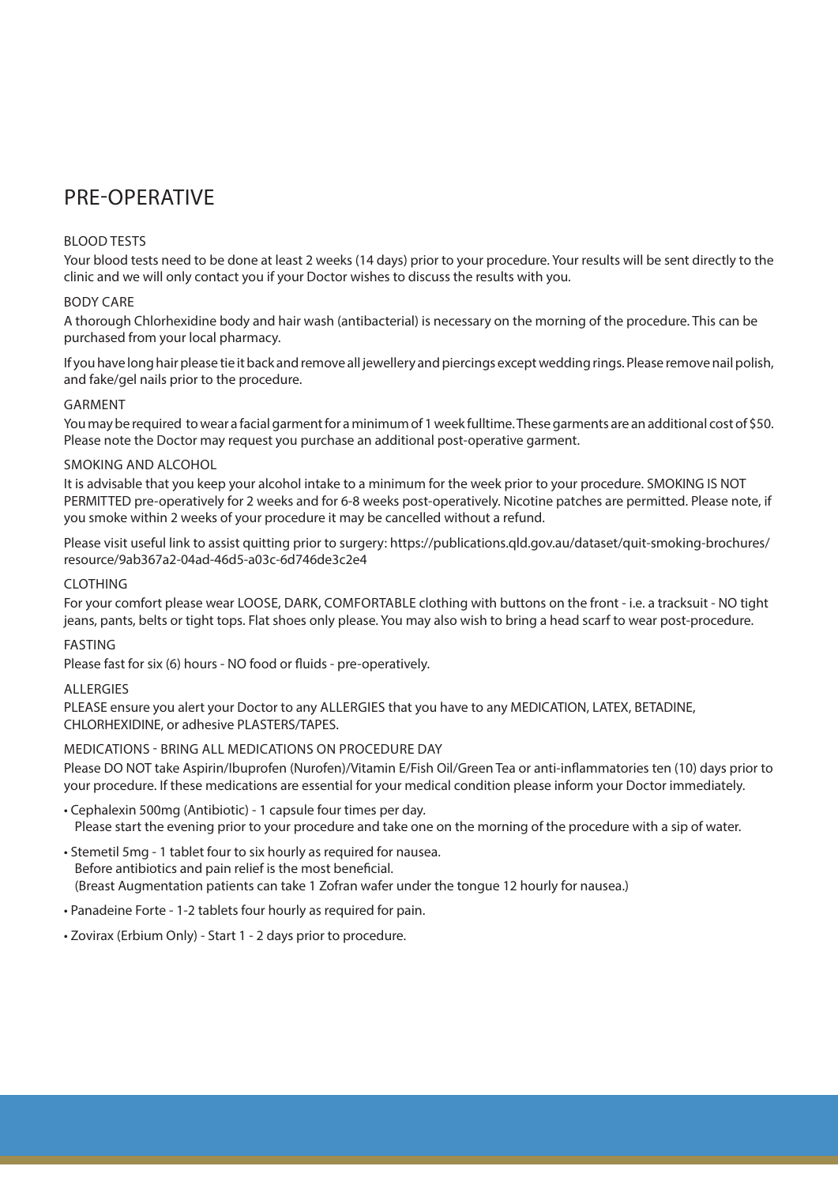# PRE-OPERATIVE

### BLOOD TESTS

Your blood tests need to be done at least 2 weeks (14 days) prior to your procedure. Your results will be sent directly to the clinic and we will only contact you if your Doctor wishes to discuss the results with you.

### BODY CARE

A thorough Chlorhexidine body and hair wash (antibacterial) is necessary on the morning of the procedure. This can be purchased from your local pharmacy.

If you have long hair please tie it back and remove all jewellery and piercings except wedding rings. Please remove nail polish, and fake/gel nails prior to the procedure.

### GARMENT

You may be required to wear a facial garment for a minimum of 1 week fulltime. These garments are an additional cost of $50. Please note the Doctor may request you purchase an additional post-operative garment.

### SMOKING AND ALCOHOL

It is advisable that you keep your alcohol intake to a minimum for the week prior to your procedure. SMOKING IS NOT PERMITTED pre-operatively for 2 weeks and for 6-8 weeks post-operatively. Nicotine patches are permitted. Please note, if you smoke within 2 weeks of your procedure it may be cancelled without a refund.

Please visit useful link to assist quitting prior to surgery: https://publications.qld.gov.au/dataset/quit-smoking-brochures/resource/9ab367a2-04ad-46d5-a03c-6d746de3c2e4

### CLOTHING

For your comfort please wear LOOSE, DARK, COMFORTABLE clothing with buttons on the front - i.e. a tracksuit - NO tight jeans, pants, belts or tight tops. Flat shoes only please. You may also wish to bring a head scarf to wear post-procedure.

### FASTING

Please fast for six (6) hours - NO food or fluids - pre-operatively.

### ALLERGIES

PLEASE ensure you alert your Doctor to any ALLERGIES that you have to any MEDICATION, LATEX, BETADINE, CHLORHEXIDINE, or adhesive PLASTERS/TAPES.

### MEDICATIONS - BRING ALL MEDICATIONS ON PROCEDURE DAY

Please DO NOT take Aspirin/Ibuprofen (Nurofen)/Vitamin E/Fish Oil/Green Tea or anti-inflammatories ten (10) days prior to your procedure. If these medications are essential for your medical condition please inform your Doctor immediately.

- Cephalexin 500mg (Antibiotic) - 1 capsule four times per day.
  Please start the evening prior to your procedure and take one on the morning of the procedure with a sip of water.
- Stemetil 5mg - 1 tablet four to six hourly as required for nausea.
  Before antibiotics and pain relief is the most beneficial.
  (Breast Augmentation patients can take 1 Zofran wafer under the tongue 12 hourly for nausea.)
- Panadeine Forte - 1-2 tablets four hourly as required for pain.
- Zovirax (Erbium Only) - Start 1 - 2 days prior to procedure.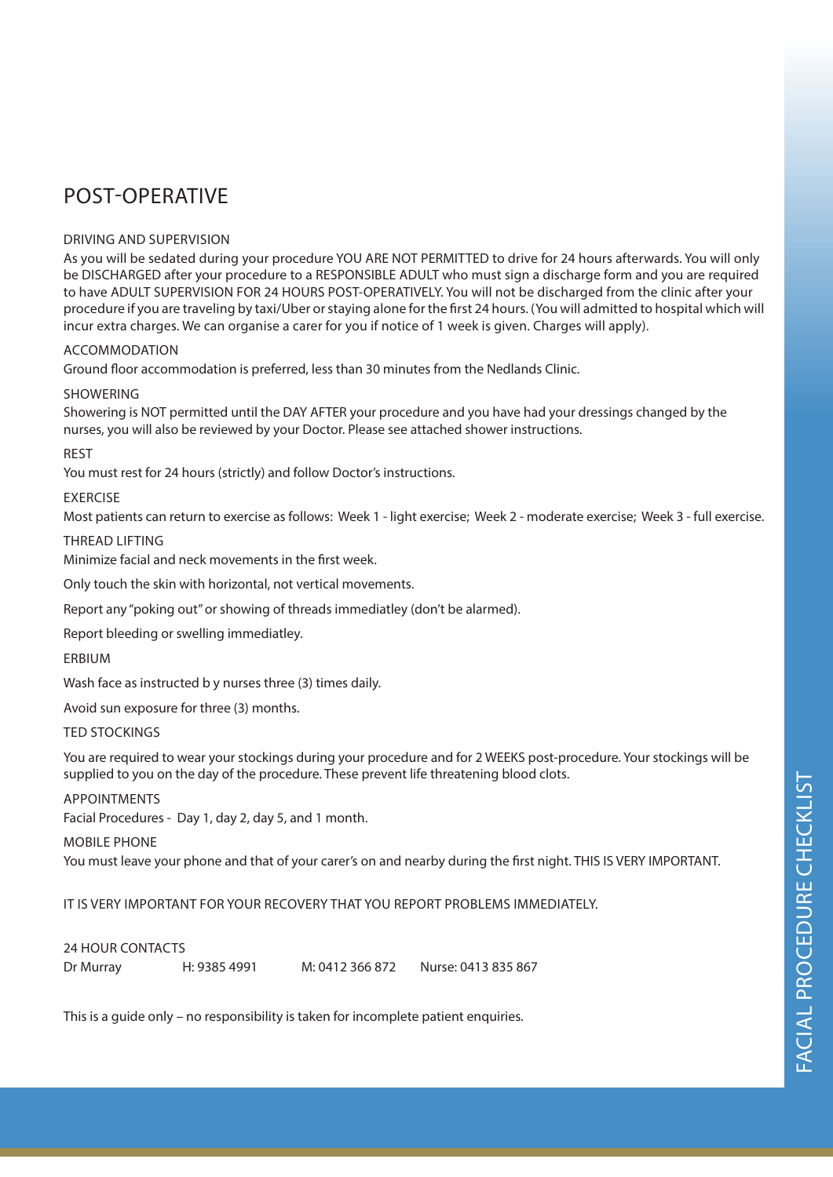# POST-OPERATIVE

## DRIVING AND SUPERVISION

As you will be sedated during your procedure YOU ARE NOT PERMITTED to drive for 24 hours afterwards. You will only be DISCHARGED after your procedure to a RESPONSIBLE ADULT who must sign a discharge form and you are required to have ADULT SUPERVISION FOR 24 HOURS POST-OPERATIVELY. You will not be discharged from the clinic after your procedure if you are traveling by taxi/Uber or staying alone for the first 24 hours. (You will admitted to hospital which will incur extra charges. We can organise a carer for you if notice of 1 week is given. Charges will apply).

## ACCOMMODATION

Ground floor accommodation is preferred, less than 30 minutes from the Nedlands Clinic.

## SHOWERING

Showering is NOT permitted until the DAY AFTER your procedure and you have had your dressings changed by the nurses, you will also be reviewed by your Doctor. Please see attached shower instructions.

## REST

You must rest for 24 hours (strictly) and follow Doctor's instructions.

## EXERCISE

Most patients can return to exercise as follows: Week 1 - light exercise; Week 2 - moderate exercise; Week 3 - full exercise.

## THREAD LIFTING

Minimize facial and neck movements in the first week.

Only touch the skin with horizontal, not vertical movements.

Report any "poking out" or showing of threads immediatley (don't be alarmed).

Report bleeding or swelling immediatley.

## ERBIUM

Wash face as instructed b y nurses three (3) times daily.

Avoid sun exposure for three (3) months.

## TED STOCKINGS

You are required to wear your stockings during your procedure and for 2 WEEKS post-procedure. Your stockings will be supplied to you on the day of the procedure. These prevent life threatening blood clots.

## APPOINTMENTS

Facial Procedures - Day 1, day 2, day 5, and 1 month.

## MOBILE PHONE

You must leave your phone and that of your carer's on and nearby during the first night. THIS IS VERY IMPORTANT.

IT IS VERY IMPORTANT FOR YOUR RECOVERY THAT YOU REPORT PROBLEMS IMMEDIATELY.

## 24 HOUR CONTACTS

Dr Murray H: 9385 4991 M: 0412 366 872 Nurse: 0413 835 867

This is a guide only – no responsibility is taken for incomplete patient enquiries.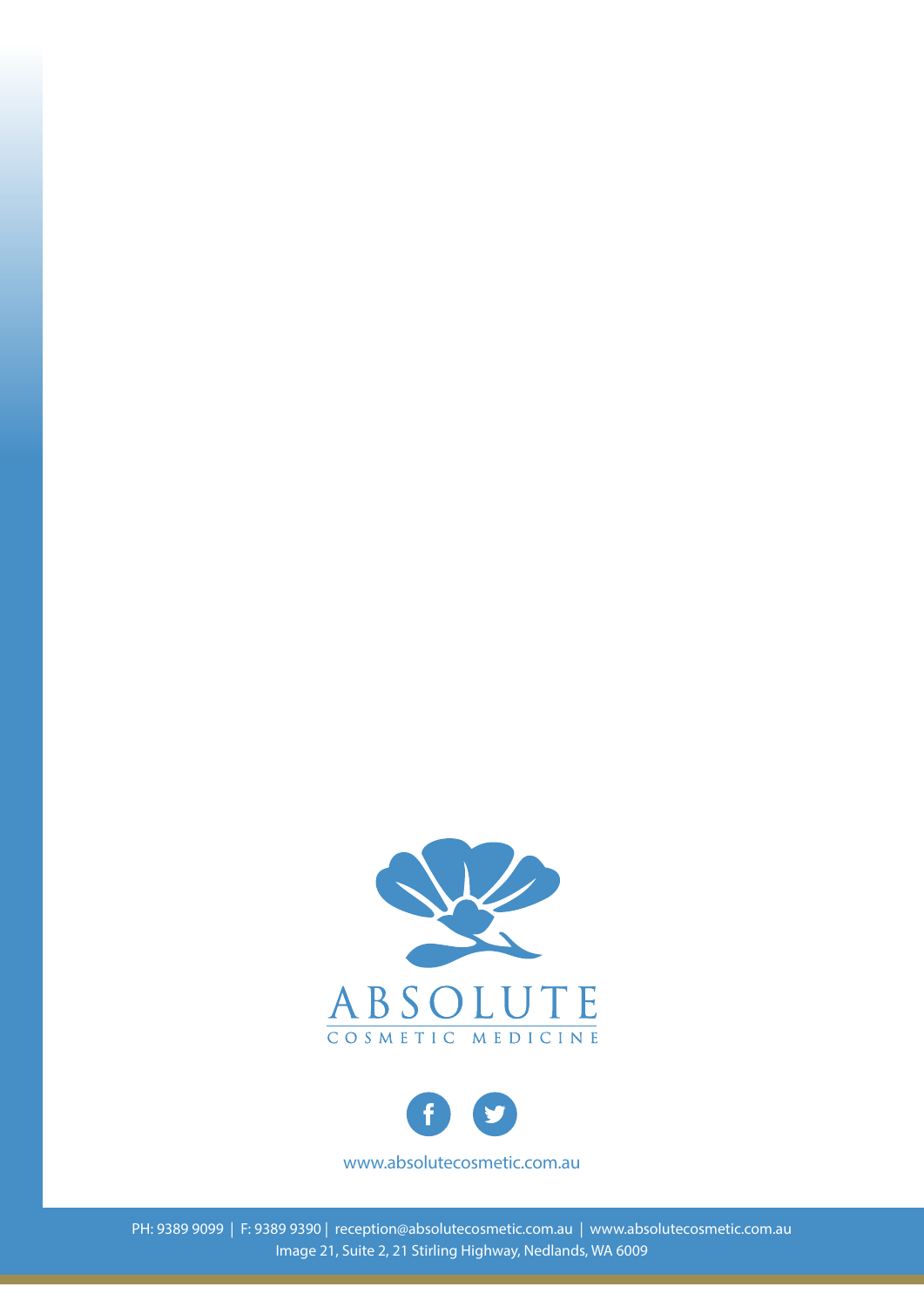ABSOLUTE

COSMETIC MEDICINE

www.absolutecosmetic.com.au

PH: 9389 9099 | F: 9389 9390 | reception@absolutecosmetic.com.au | www.absolutecosmetic.com.au
Image 21, Suite 2, 21 Stirling Highway, Nedlands, WA 6009